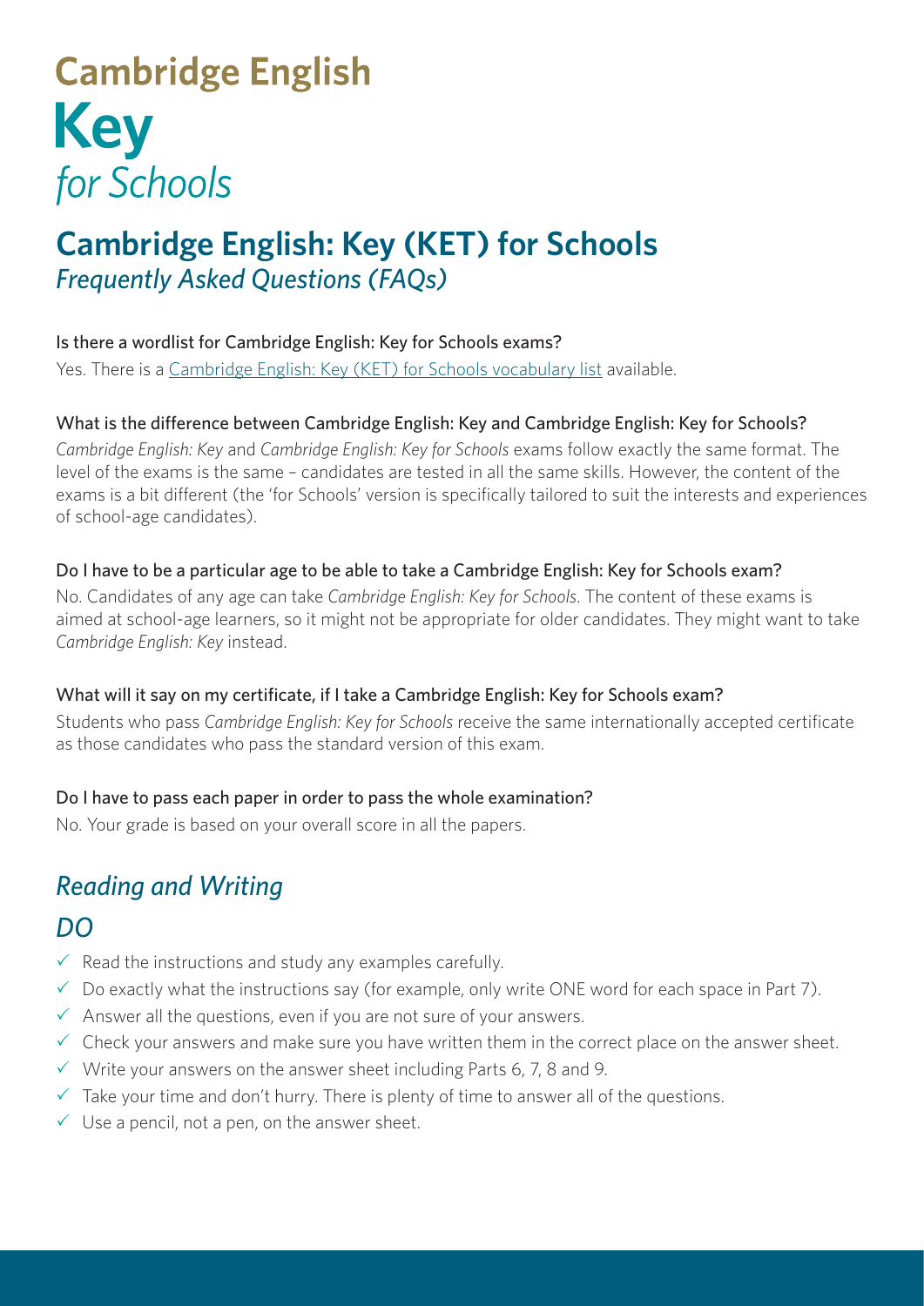# Cambridge English

# Key

*for Schools*

## Cambridge English: Key (KET) for Schools

*Frequently Asked Questions (FAQs)*

### Is there a wordlist for Cambridge English: Key for Schools exams?

Yes. There is a Cambridge English: Key (KET) for Schools vocabulary list available.

### What is the difference between Cambridge English: Key and Cambridge English: Key for Schools?

*Cambridge English: Key* and *Cambridge English: Key for Schools* exams follow exactly the same format. The level of the exams is the same – candidates are tested in all the same skills. However, the content of the exams is a bit different (the 'for Schools' version is specifically tailored to suit the interests and experiences of school-age candidates).

### Do I have to be a particular age to be able to take a Cambridge English: Key for Schools exam?

No. Candidates of any age can take *Cambridge English: Key for Schools*. The content of these exams is aimed at school-age learners, so it might not be appropriate for older candidates. They might want to take *Cambridge English: Key* instead.

### What will it say on my certificate, if I take a Cambridge English: Key for Schools exam?

Students who pass *Cambridge English: Key for Schools* receive the same internationally accepted certificate as those candidates who pass the standard version of this exam.

### Do I have to pass each paper in order to pass the whole examination?

No. Your grade is based on your overall score in all the papers.

## *Reading and Writing*

## *DO*

- ✓ Read the instructions and study any examples carefully.
- ✓ Do exactly what the instructions say (for example, only write ONE word for each space in Part 7).
- ✓ Answer all the questions, even if you are not sure of your answers.
- ✓ Check your answers and make sure you have written them in the correct place on the answer sheet.
- ✓ Write your answers on the answer sheet including Parts 6, 7, 8 and 9.
- ✓ Take your time and don't hurry. There is plenty of time to answer all of the questions.
- ✓ Use a pencil, not a pen, on the answer sheet.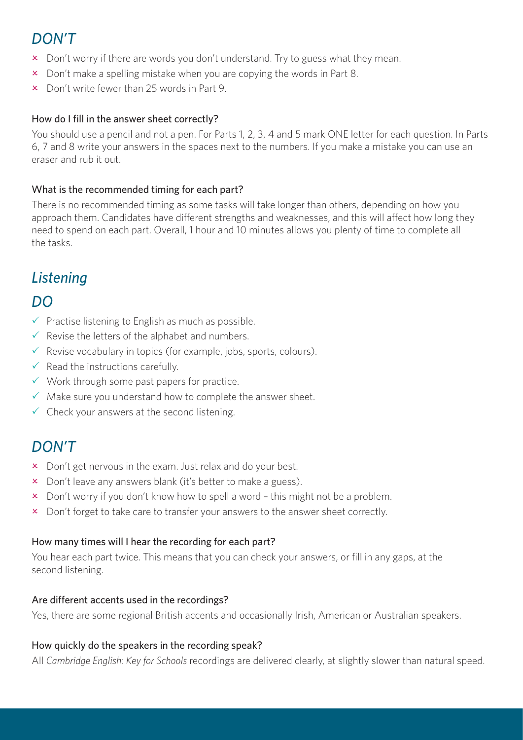## *DON'T*

- × Don't worry if there are words you don't understand. Try to guess what they mean.
- × Don't make a spelling mistake when you are copying the words in Part 8.
- × Don't write fewer than 25 words in Part 9.

### How do I fill in the answer sheet correctly?

You should use a pencil and not a pen. For Parts 1, 2, 3, 4 and 5 mark ONE letter for each question. In Parts 6, 7 and 8 write your answers in the spaces next to the numbers. If you make a mistake you can use an eraser and rub it out.

### What is the recommended timing for each part?

There is no recommended timing as some tasks will take longer than others, depending on how you approach them. Candidates have different strengths and weaknesses, and this will affect how long they need to spend on each part. Overall, 1 hour and 10 minutes allows you plenty of time to complete all the tasks.

# *Listening*

## *DO*

- ✓ Practise listening to English as much as possible.
- ✓ Revise the letters of the alphabet and numbers.
- ✓ Revise vocabulary in topics (for example, jobs, sports, colours).
- ✓ Read the instructions carefully.
- ✓ Work through some past papers for practice.
- ✓ Make sure you understand how to complete the answer sheet.
- ✓ Check your answers at the second listening.

## *DON'T*

- × Don't get nervous in the exam. Just relax and do your best.
- × Don't leave any answers blank (it's better to make a guess).
- × Don't worry if you don't know how to spell a word – this might not be a problem.
- × Don't forget to take care to transfer your answers to the answer sheet correctly.

### How many times will I hear the recording for each part?

You hear each part twice. This means that you can check your answers, or fill in any gaps, at the second listening.

### Are different accents used in the recordings?

Yes, there are some regional British accents and occasionally Irish, American or Australian speakers.

### How quickly do the speakers in the recording speak?

All *Cambridge English: Key for Schools* recordings are delivered clearly, at slightly slower than natural speed.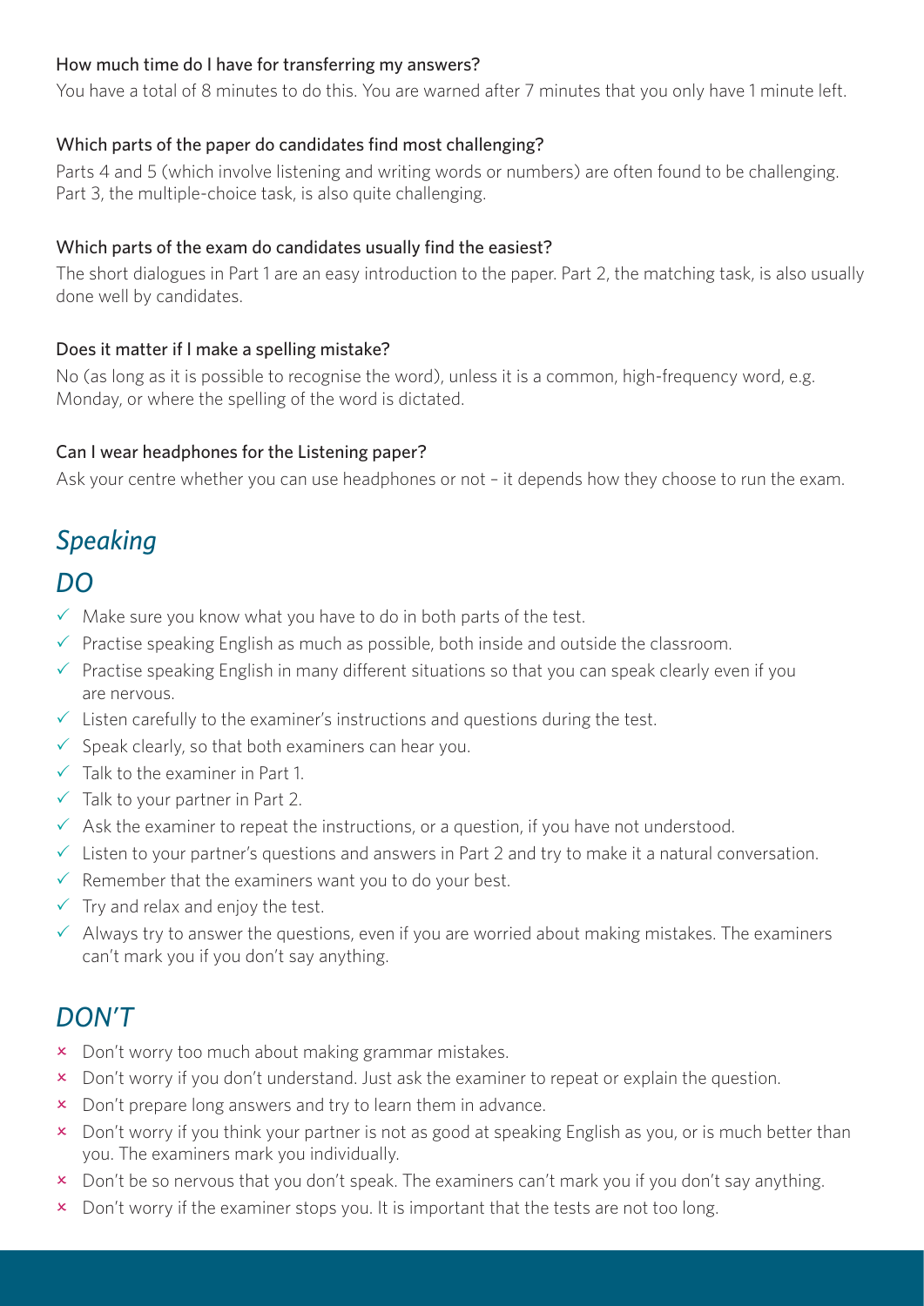### How much time do I have for transferring my answers?

You have a total of 8 minutes to do this. You are warned after 7 minutes that you only have 1 minute left.

### Which parts of the paper do candidates find most challenging?

Parts 4 and 5 (which involve listening and writing words or numbers) are often found to be challenging. Part 3, the multiple-choice task, is also quite challenging.

### Which parts of the exam do candidates usually find the easiest?

The short dialogues in Part 1 are an easy introduction to the paper. Part 2, the matching task, is also usually done well by candidates.

### Does it matter if I make a spelling mistake?

No (as long as it is possible to recognise the word), unless it is a common, high-frequency word, e.g. Monday, or where the spelling of the word is dictated.

### Can I wear headphones for the Listening paper?

Ask your centre whether you can use headphones or not – it depends how they choose to run the exam.

## *Speaking*

## *DO*

- ✓ Make sure you know what you have to do in both parts of the test.
- ✓ Practise speaking English as much as possible, both inside and outside the classroom.
- ✓ Practise speaking English in many different situations so that you can speak clearly even if you are nervous.
- ✓ Listen carefully to the examiner's instructions and questions during the test.
- ✓ Speak clearly, so that both examiners can hear you.
- ✓ Talk to the examiner in Part 1.
- ✓ Talk to your partner in Part 2.
- ✓ Ask the examiner to repeat the instructions, or a question, if you have not understood.
- ✓ Listen to your partner's questions and answers in Part 2 and try to make it a natural conversation.
- ✓ Remember that the examiners want you to do your best.
- ✓ Try and relax and enjoy the test.
- ✓ Always try to answer the questions, even if you are worried about making mistakes. The examiners can't mark you if you don't say anything.

## *DON'T*

- × Don't worry too much about making grammar mistakes.
- × Don't worry if you don't understand. Just ask the examiner to repeat or explain the question.
- × Don't prepare long answers and try to learn them in advance.
- × Don't worry if you think your partner is not as good at speaking English as you, or is much better than you. The examiners mark you individually.
- × Don't be so nervous that you don't speak. The examiners can't mark you if you don't say anything.
- × Don't worry if the examiner stops you. It is important that the tests are not too long.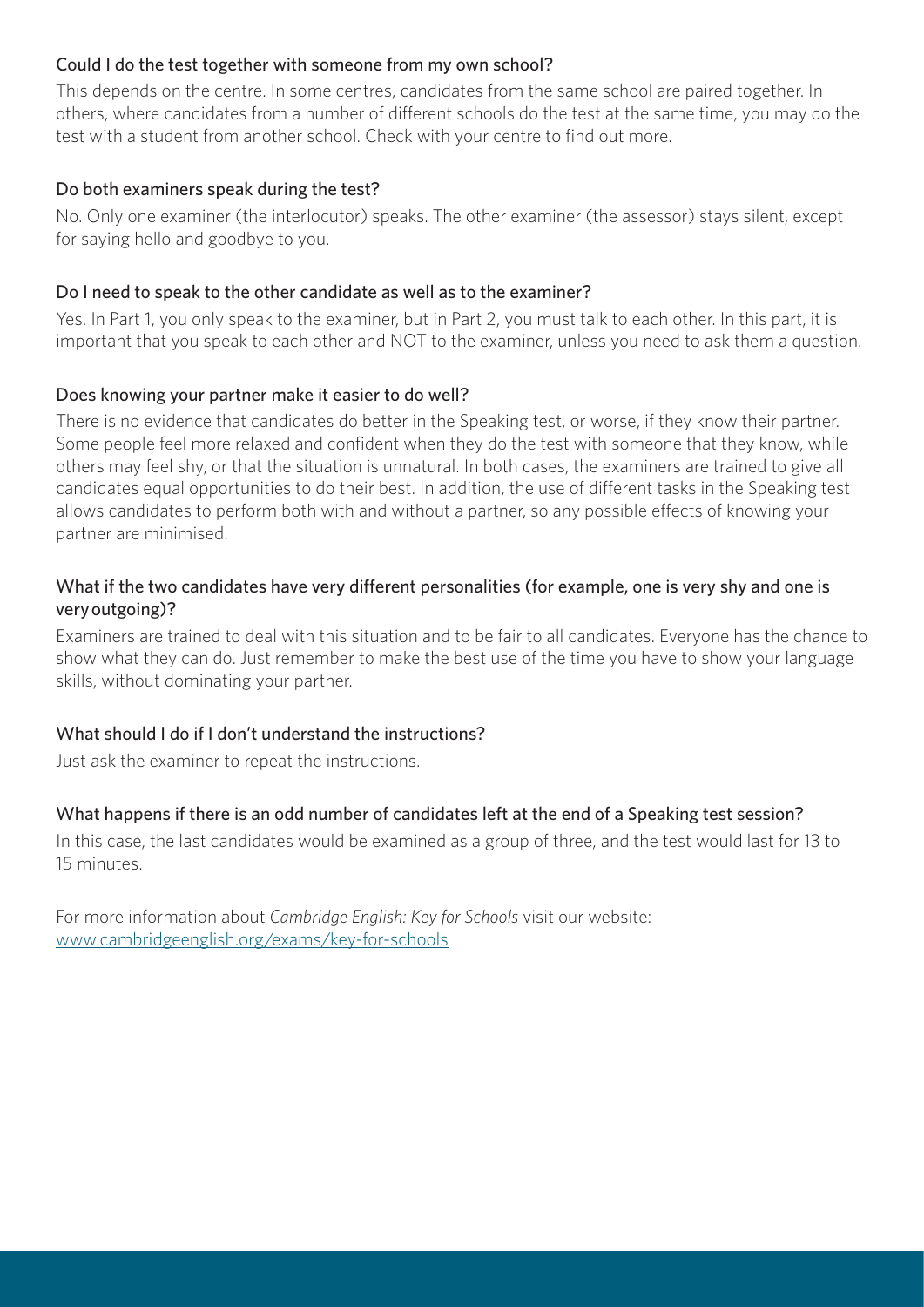### Could I do the test together with someone from my own school?

This depends on the centre. In some centres, candidates from the same school are paired together. In others, where candidates from a number of different schools do the test at the same time, you may do the test with a student from another school. Check with your centre to find out more.

### Do both examiners speak during the test?

No. Only one examiner (the interlocutor) speaks. The other examiner (the assessor) stays silent, except for saying hello and goodbye to you.

### Do I need to speak to the other candidate as well as to the examiner?

Yes. In Part 1, you only speak to the examiner, but in Part 2, you must talk to each other. In this part, it is important that you speak to each other and NOT to the examiner, unless you need to ask them a question.

### Does knowing your partner make it easier to do well?

There is no evidence that candidates do better in the Speaking test, or worse, if they know their partner. Some people feel more relaxed and confident when they do the test with someone that they know, while others may feel shy, or that the situation is unnatural. In both cases, the examiners are trained to give all candidates equal opportunities to do their best. In addition, the use of different tasks in the Speaking test allows candidates to perform both with and without a partner, so any possible effects of knowing your partner are minimised.

### What if the two candidates have very different personalities (for example, one is very shy and one is very outgoing)?

Examiners are trained to deal with this situation and to be fair to all candidates. Everyone has the chance to show what they can do. Just remember to make the best use of the time you have to show your language skills, without dominating your partner.

### What should I do if I don't understand the instructions?

Just ask the examiner to repeat the instructions.

### What happens if there is an odd number of candidates left at the end of a Speaking test session?

In this case, the last candidates would be examined as a group of three, and the test would last for 13 to 15 minutes.

For more information about *Cambridge English: Key for Schools* visit our website:
[www.cambridgeenglish.org/exams/key-for-schools](http://www.cambridgeenglish.org/exams/key-for-schools)